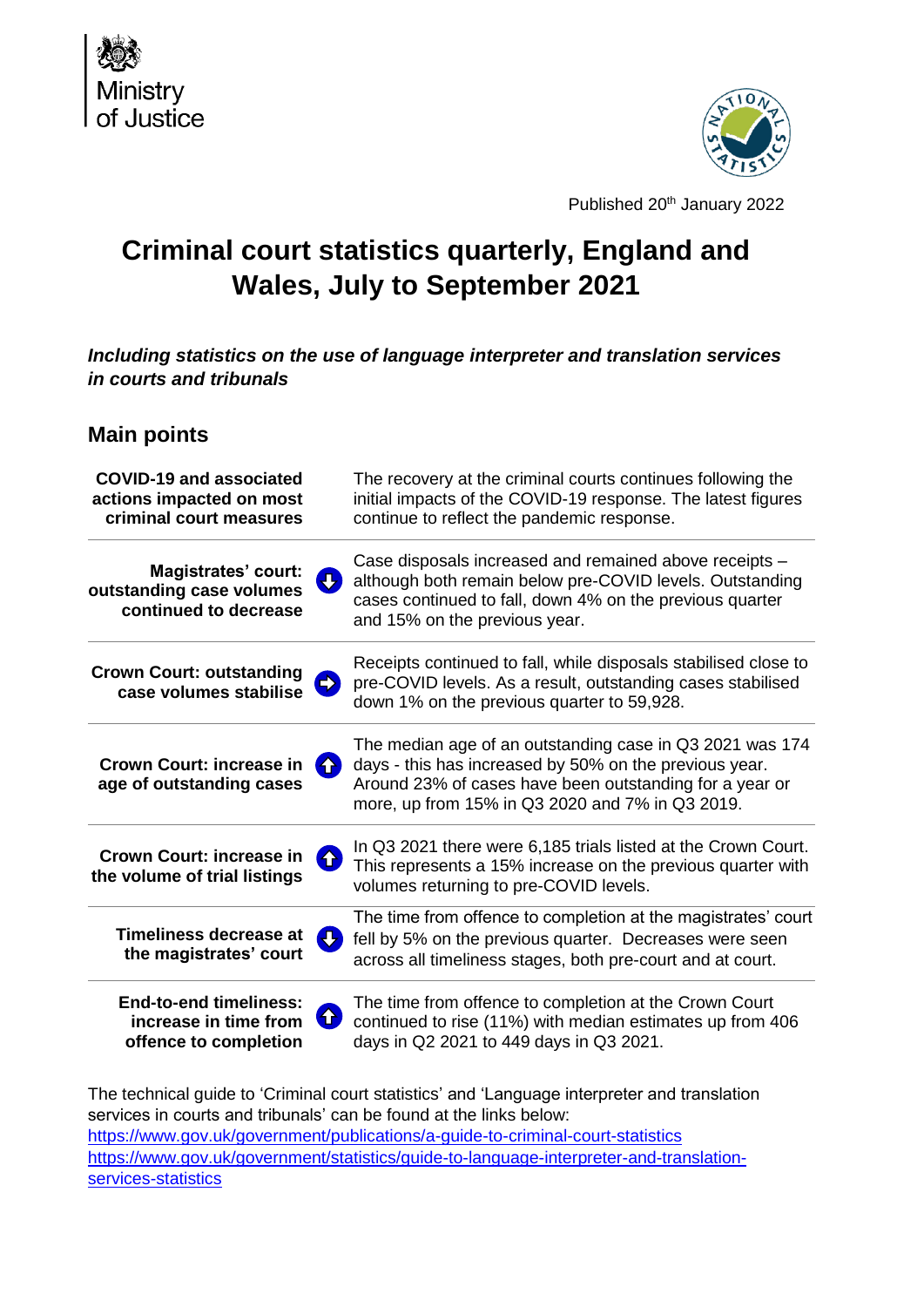Ministry of Justice

Published 20th January 2022

# Criminal court statistics quarterly, England and Wales, July to September 2021

***Including statistics on the use of language interpreter and translation services in courts and tribunals***

## Main points

| | |
|---|---|
| **COVID-19 and associated actions impacted on most criminal court measures** | The recovery at the criminal courts continues following the initial impacts of the COVID-19 response. The latest figures continue to reflect the pandemic response. |
| **Magistrates' court: outstanding case volumes continued to decrease** | Case disposals increased and remained above receipts – although both remain below pre-COVID levels. Outstanding cases continued to fall, down 4% on the previous quarter and 15% on the previous year. |
| **Crown Court: outstanding case volumes stabilise** | Receipts continued to fall, while disposals stabilised close to pre-COVID levels. As a result, outstanding cases stabilised down 1% on the previous quarter to 59,928. |
| **Crown Court: increase in age of outstanding cases** | The median age of an outstanding case in Q3 2021 was 174 days - this has increased by 50% on the previous year. Around 23% of cases have been outstanding for a year or more, up from 15% in Q3 2020 and 7% in Q3 2019. |
| **Crown Court: increase in the volume of trial listings** | In Q3 2021 there were 6,185 trials listed at the Crown Court. This represents a 15% increase on the previous quarter with volumes returning to pre-COVID levels. |
| **Timeliness decrease at the magistrates' court** | The time from offence to completion at the magistrates' court fell by 5% on the previous quarter. Decreases were seen across all timeliness stages, both pre-court and at court. |
| **End-to-end timeliness: increase in time from offence to completion** | The time from offence to completion at the Crown Court continued to rise (11%) with median estimates up from 406 days in Q2 2021 to 449 days in Q3 2021. |

The technical guide to 'Criminal court statistics' and 'Language interpreter and translation services in courts and tribunals' can be found at the links below:
https://www.gov.uk/government/publications/a-guide-to-criminal-court-statistics
https://www.gov.uk/government/statistics/guide-to-language-interpreter-and-translation-services-statistics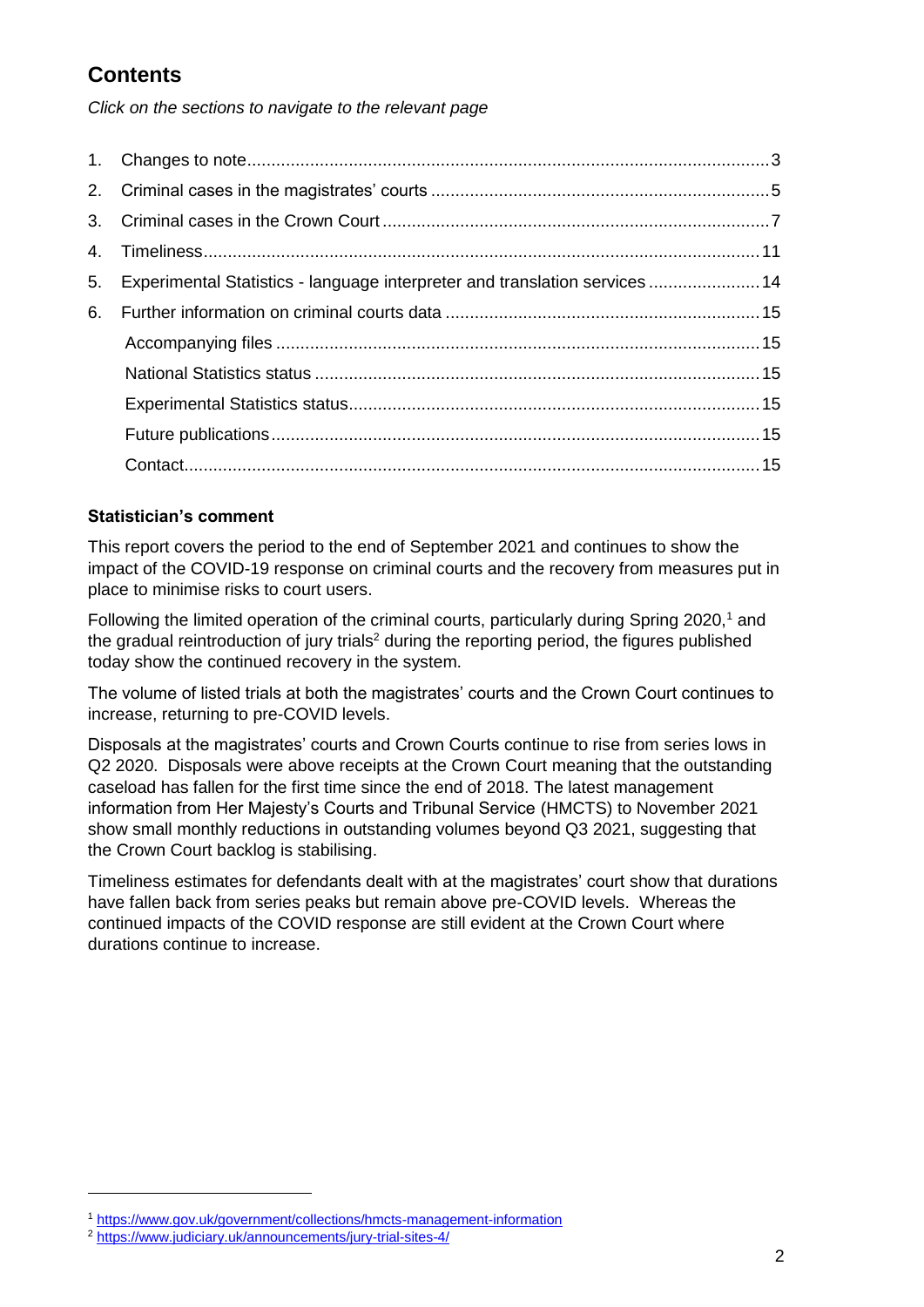## Contents

*Click on the sections to navigate to the relevant page*

1. Changes to note....3
2. Criminal cases in the magistrates' courts....5
3. Criminal cases in the Crown Court....7
4. Timeliness....11
5. Experimental Statistics - language interpreter and translation services....14
6. Further information on criminal courts data....15
   - Accompanying files....15
   - National Statistics status....15
   - Experimental Statistics status....15
   - Future publications....15
   - Contact....15

**Statistician's comment**

This report covers the period to the end of September 2021 and continues to show the impact of the COVID-19 response on criminal courts and the recovery from measures put in place to minimise risks to court users.

Following the limited operation of the criminal courts, particularly during Spring 2020,[1] and the gradual reintroduction of jury trials[2] during the reporting period, the figures published today show the continued recovery in the system.

The volume of listed trials at both the magistrates' courts and the Crown Court continues to increase, returning to pre-COVID levels.

Disposals at the magistrates' courts and Crown Courts continue to rise from series lows in Q2 2020. Disposals were above receipts at the Crown Court meaning that the outstanding caseload has fallen for the first time since the end of 2018. The latest management information from Her Majesty's Courts and Tribunal Service (HMCTS) to November 2021 show small monthly reductions in outstanding volumes beyond Q3 2021, suggesting that the Crown Court backlog is stabilising.

Timeliness estimates for defendants dealt with at the magistrates' court show that durations have fallen back from series peaks but remain above pre-COVID levels. Whereas the continued impacts of the COVID response are still evident at the Crown Court where durations continue to increase.

---

[1] https://www.gov.uk/government/collections/hmcts-management-information

[2] https://www.judiciary.uk/announcements/jury-trial-sites-4/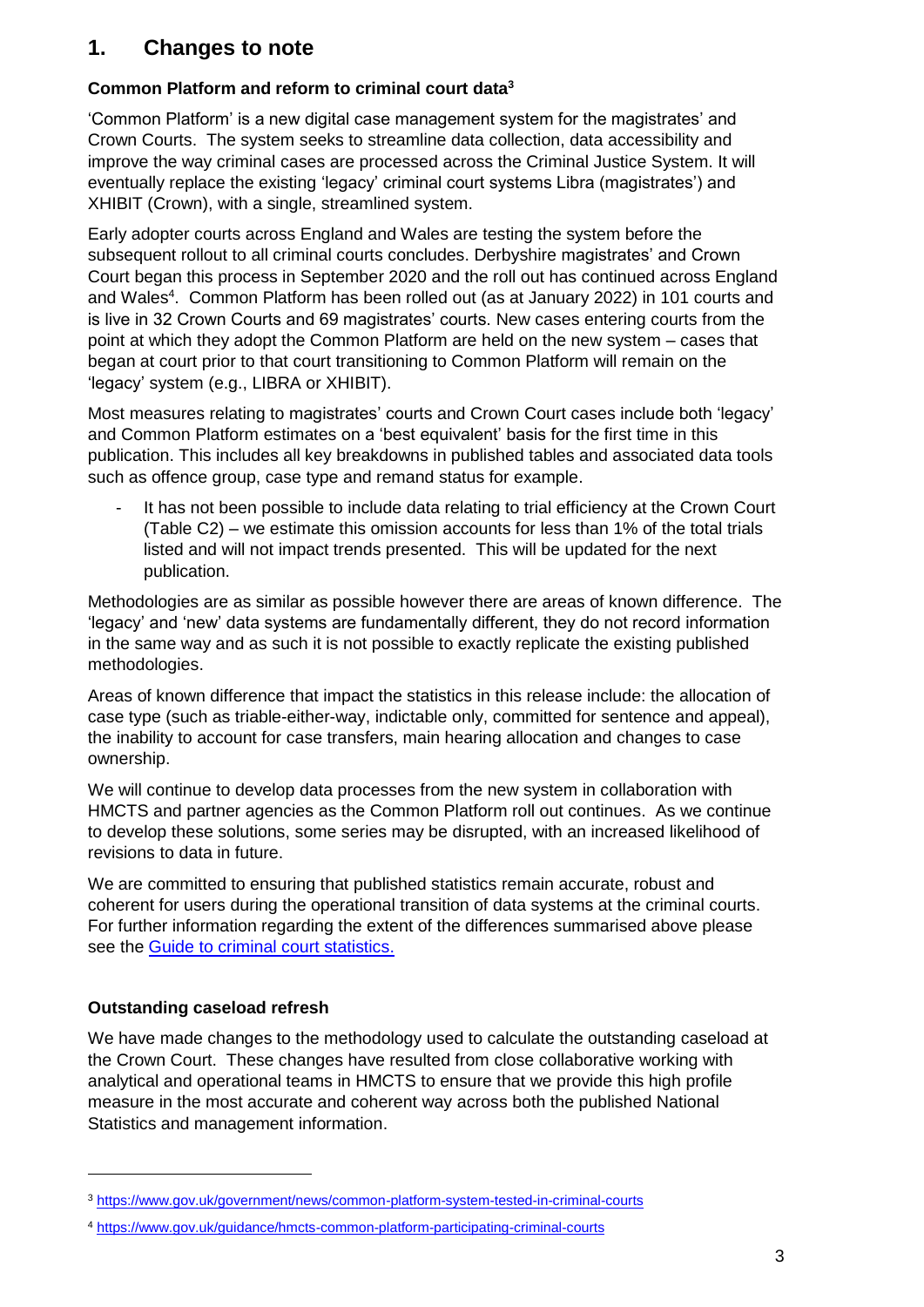# 1. Changes to note

**Common Platform and reform to criminal court data[3]**

'Common Platform' is a new digital case management system for the magistrates' and Crown Courts. The system seeks to streamline data collection, data accessibility and improve the way criminal cases are processed across the Criminal Justice System. It will eventually replace the existing 'legacy' criminal court systems Libra (magistrates') and XHIBIT (Crown), with a single, streamlined system.

Early adopter courts across England and Wales are testing the system before the subsequent rollout to all criminal courts concludes. Derbyshire magistrates' and Crown Court began this process in September 2020 and the roll out has continued across England and Wales[4]. Common Platform has been rolled out (as at January 2022) in 101 courts and is live in 32 Crown Courts and 69 magistrates' courts. New cases entering courts from the point at which they adopt the Common Platform are held on the new system – cases that began at court prior to that court transitioning to Common Platform will remain on the 'legacy' system (e.g., LIBRA or XHIBIT).

Most measures relating to magistrates' courts and Crown Court cases include both 'legacy' and Common Platform estimates on a 'best equivalent' basis for the first time in this publication. This includes all key breakdowns in published tables and associated data tools such as offence group, case type and remand status for example.

- It has not been possible to include data relating to trial efficiency at the Crown Court (Table C2) – we estimate this omission accounts for less than 1% of the total trials listed and will not impact trends presented. This will be updated for the next publication.

Methodologies are as similar as possible however there are areas of known difference. The 'legacy' and 'new' data systems are fundamentally different, they do not record information in the same way and as such it is not possible to exactly replicate the existing published methodologies.

Areas of known difference that impact the statistics in this release include: the allocation of case type (such as triable-either-way, indictable only, committed for sentence and appeal), the inability to account for case transfers, main hearing allocation and changes to case ownership.

We will continue to develop data processes from the new system in collaboration with HMCTS and partner agencies as the Common Platform roll out continues. As we continue to develop these solutions, some series may be disrupted, with an increased likelihood of revisions to data in future.

We are committed to ensuring that published statistics remain accurate, robust and coherent for users during the operational transition of data systems at the criminal courts. For further information regarding the extent of the differences summarised above please see the Guide to criminal court statistics.

**Outstanding caseload refresh**

We have made changes to the methodology used to calculate the outstanding caseload at the Crown Court. These changes have resulted from close collaborative working with analytical and operational teams in HMCTS to ensure that we provide this high profile measure in the most accurate and coherent way across both the published National Statistics and management information.

---

[3] https://www.gov.uk/government/news/common-platform-system-tested-in-criminal-courts

[4] https://www.gov.uk/guidance/hmcts-common-platform-participating-criminal-courts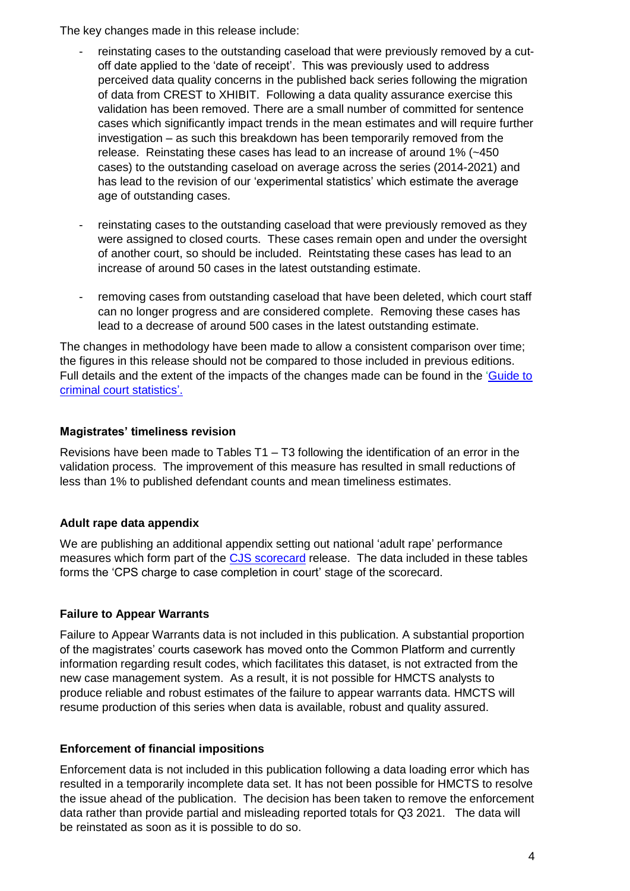The key changes made in this release include:

- reinstating cases to the outstanding caseload that were previously removed by a cut-off date applied to the 'date of receipt'. This was previously used to address perceived data quality concerns in the published back series following the migration of data from CREST to XHIBIT. Following a data quality assurance exercise this validation has been removed. There are a small number of committed for sentence cases which significantly impact trends in the mean estimates and will require further investigation – as such this breakdown has been temporarily removed from the release. Reinstating these cases has lead to an increase of around 1% (~450 cases) to the outstanding caseload on average across the series (2014-2021) and has lead to the revision of our 'experimental statistics' which estimate the average age of outstanding cases.

- reinstating cases to the outstanding caseload that were previously removed as they were assigned to closed courts. These cases remain open and under the oversight of another court, so should be included. Reintstating these cases has lead to an increase of around 50 cases in the latest outstanding estimate.

- removing cases from outstanding caseload that have been deleted, which court staff can no longer progress and are considered complete. Removing these cases has lead to a decrease of around 500 cases in the latest outstanding estimate.

The changes in methodology have been made to allow a consistent comparison over time; the figures in this release should not be compared to those included in previous editions. Full details and the extent of the impacts of the changes made can be found in the ['Guide to criminal court statistics'.]()

**Magistrates' timeliness revision**

Revisions have been made to Tables T1 – T3 following the identification of an error in the validation process. The improvement of this measure has resulted in small reductions of less than 1% to published defendant counts and mean timeliness estimates.

**Adult rape data appendix**

We are publishing an additional appendix setting out national 'adult rape' performance measures which form part of the [CJS scorecard]() release. The data included in these tables forms the 'CPS charge to case completion in court' stage of the scorecard.

**Failure to Appear Warrants**

Failure to Appear Warrants data is not included in this publication. A substantial proportion of the magistrates' courts casework has moved onto the Common Platform and currently information regarding result codes, which facilitates this dataset, is not extracted from the new case management system. As a result, it is not possible for HMCTS analysts to produce reliable and robust estimates of the failure to appear warrants data. HMCTS will resume production of this series when data is available, robust and quality assured.

**Enforcement of financial impositions**

Enforcement data is not included in this publication following a data loading error which has resulted in a temporarily incomplete data set. It has not been possible for HMCTS to resolve the issue ahead of the publication. The decision has been taken to remove the enforcement data rather than provide partial and misleading reported totals for Q3 2021. The data will be reinstated as soon as it is possible to do so.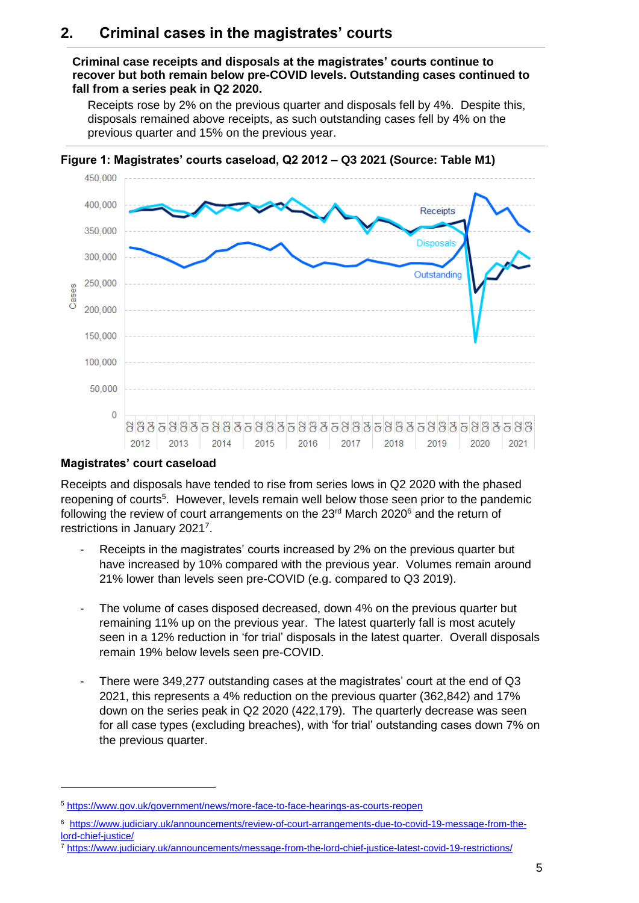## 2. Criminal cases in the magistrates' courts

**Criminal case receipts and disposals at the magistrates' courts continue to recover but both remain below pre-COVID levels. Outstanding cases continued to fall from a series peak in Q2 2020.**

Receipts rose by 2% on the previous quarter and disposals fell by 4%. Despite this, disposals remained above receipts, as such outstanding cases fell by 4% on the previous quarter and 15% on the previous year.

**Figure 1: Magistrates' courts caseload, Q2 2012 – Q3 2021 (Source: Table M1)**

### Magistrates' court caseload

Receipts and disposals have tended to rise from series lows in Q2 2020 with the phased reopening of courts[5]. However, levels remain well below those seen prior to the pandemic following the review of court arrangements on the 23rd March 2020[6] and the return of restrictions in January 2021[7].

- Receipts in the magistrates' courts increased by 2% on the previous quarter but have increased by 10% compared with the previous year. Volumes remain around 21% lower than levels seen pre-COVID (e.g. compared to Q3 2019).

- The volume of cases disposed decreased, down 4% on the previous quarter but remaining 11% up on the previous year. The latest quarterly fall is most acutely seen in a 12% reduction in 'for trial' disposals in the latest quarter. Overall disposals remain 19% below levels seen pre-COVID.

- There were 349,277 outstanding cases at the magistrates' court at the end of Q3 2021, this represents a 4% reduction on the previous quarter (362,842) and 17% down on the series peak in Q2 2020 (422,179). The quarterly decrease was seen for all case types (excluding breaches), with 'for trial' outstanding cases down 7% on the previous quarter.

---

[5] https://www.gov.uk/government/news/more-face-to-face-hearings-as-courts-reopen

[6] https://www.judiciary.uk/announcements/review-of-court-arrangements-due-to-covid-19-message-from-the-lord-chief-justice/

[7] https://www.judiciary.uk/announcements/message-from-the-lord-chief-justice-latest-covid-19-restrictions/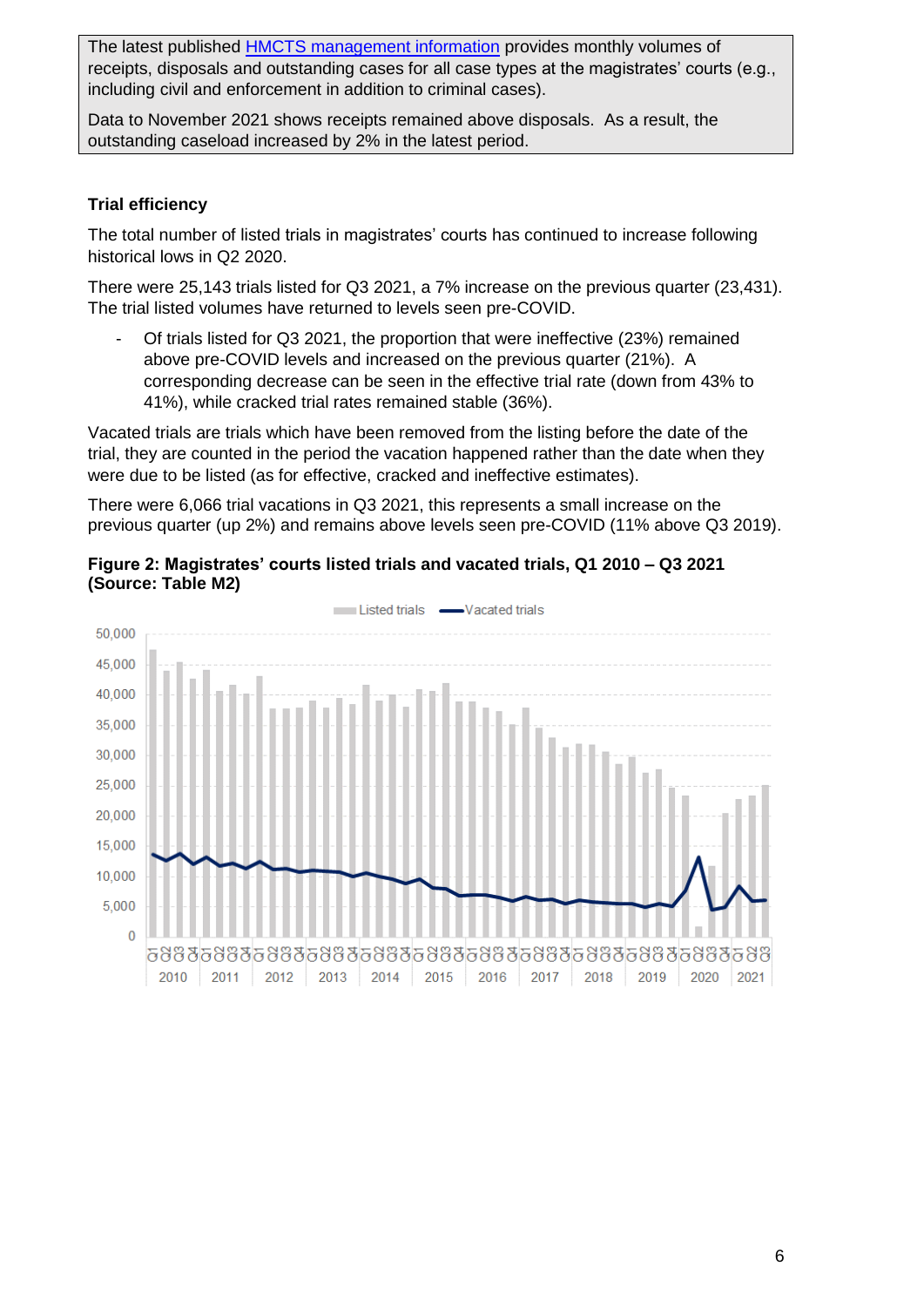The latest published [HMCTS management information](HMCTS management information) provides monthly volumes of receipts, disposals and outstanding cases for all case types at the magistrates' courts (e.g., including civil and enforcement in addition to criminal cases).

Data to November 2021 shows receipts remained above disposals. As a result, the outstanding caseload increased by 2% in the latest period.

**Trial efficiency**

The total number of listed trials in magistrates' courts has continued to increase following historical lows in Q2 2020.

There were 25,143 trials listed for Q3 2021, a 7% increase on the previous quarter (23,431). The trial listed volumes have returned to levels seen pre-COVID.

- Of trials listed for Q3 2021, the proportion that were ineffective (23%) remained above pre-COVID levels and increased on the previous quarter (21%). A corresponding decrease can be seen in the effective trial rate (down from 43% to 41%), while cracked trial rates remained stable (36%).

Vacated trials are trials which have been removed from the listing before the date of the trial, they are counted in the period the vacation happened rather than the date when they were due to be listed (as for effective, cracked and ineffective estimates).

There were 6,066 trial vacations in Q3 2021, this represents a small increase on the previous quarter (up 2%) and remains above levels seen pre-COVID (11% above Q3 2019).

**Figure 2: Magistrates' courts listed trials and vacated trials, Q1 2010 – Q3 2021 (Source: Table M2)**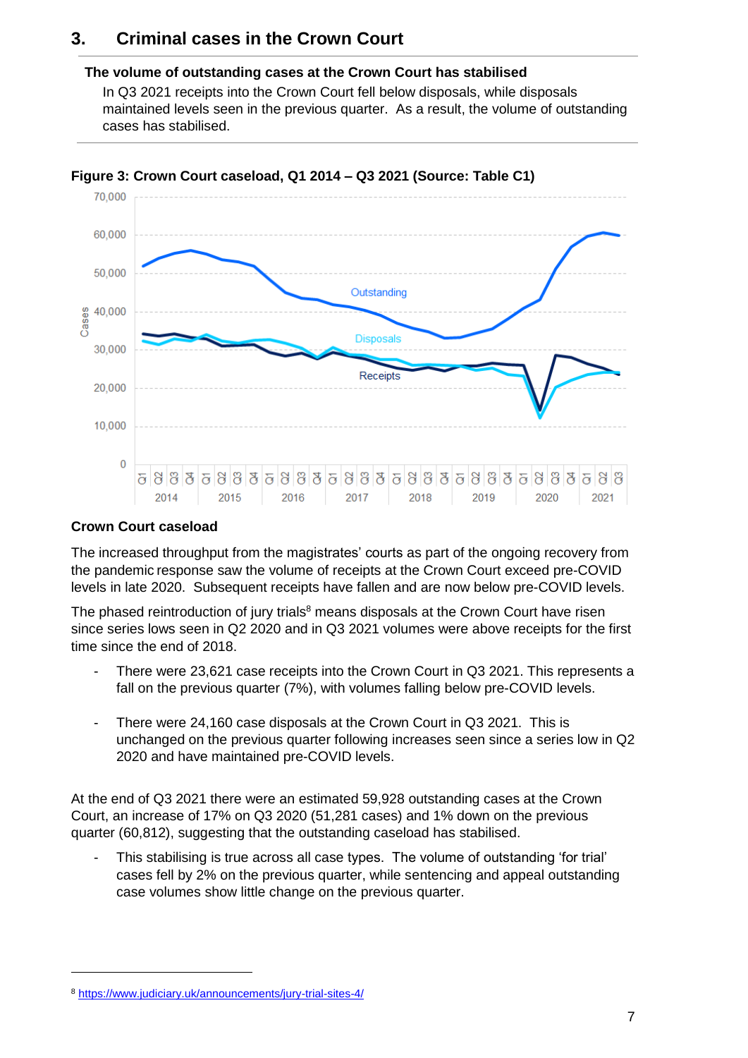## 3. Criminal cases in the Crown Court

**The volume of outstanding cases at the Crown Court has stabilised**

In Q3 2021 receipts into the Crown Court fell below disposals, while disposals maintained levels seen in the previous quarter. As a result, the volume of outstanding cases has stabilised.

**Figure 3: Crown Court caseload, Q1 2014 – Q3 2021 (Source: Table C1)**

### Crown Court caseload

The increased throughput from the magistrates' courts as part of the ongoing recovery from the pandemic response saw the volume of receipts at the Crown Court exceed pre-COVID levels in late 2020. Subsequent receipts have fallen and are now below pre-COVID levels.

The phased reintroduction of jury trials[8] means disposals at the Crown Court have risen since series lows seen in Q2 2020 and in Q3 2021 volumes were above receipts for the first time since the end of 2018.

- There were 23,621 case receipts into the Crown Court in Q3 2021. This represents a fall on the previous quarter (7%), with volumes falling below pre-COVID levels.
- There were 24,160 case disposals at the Crown Court in Q3 2021. This is unchanged on the previous quarter following increases seen since a series low in Q2 2020 and have maintained pre-COVID levels.

At the end of Q3 2021 there were an estimated 59,928 outstanding cases at the Crown Court, an increase of 17% on Q3 2020 (51,281 cases) and 1% down on the previous quarter (60,812), suggesting that the outstanding caseload has stabilised.

- This stabilising is true across all case types. The volume of outstanding 'for trial' cases fell by 2% on the previous quarter, while sentencing and appeal outstanding case volumes show little change on the previous quarter.

[8] https://www.judiciary.uk/announcements/jury-trial-sites-4/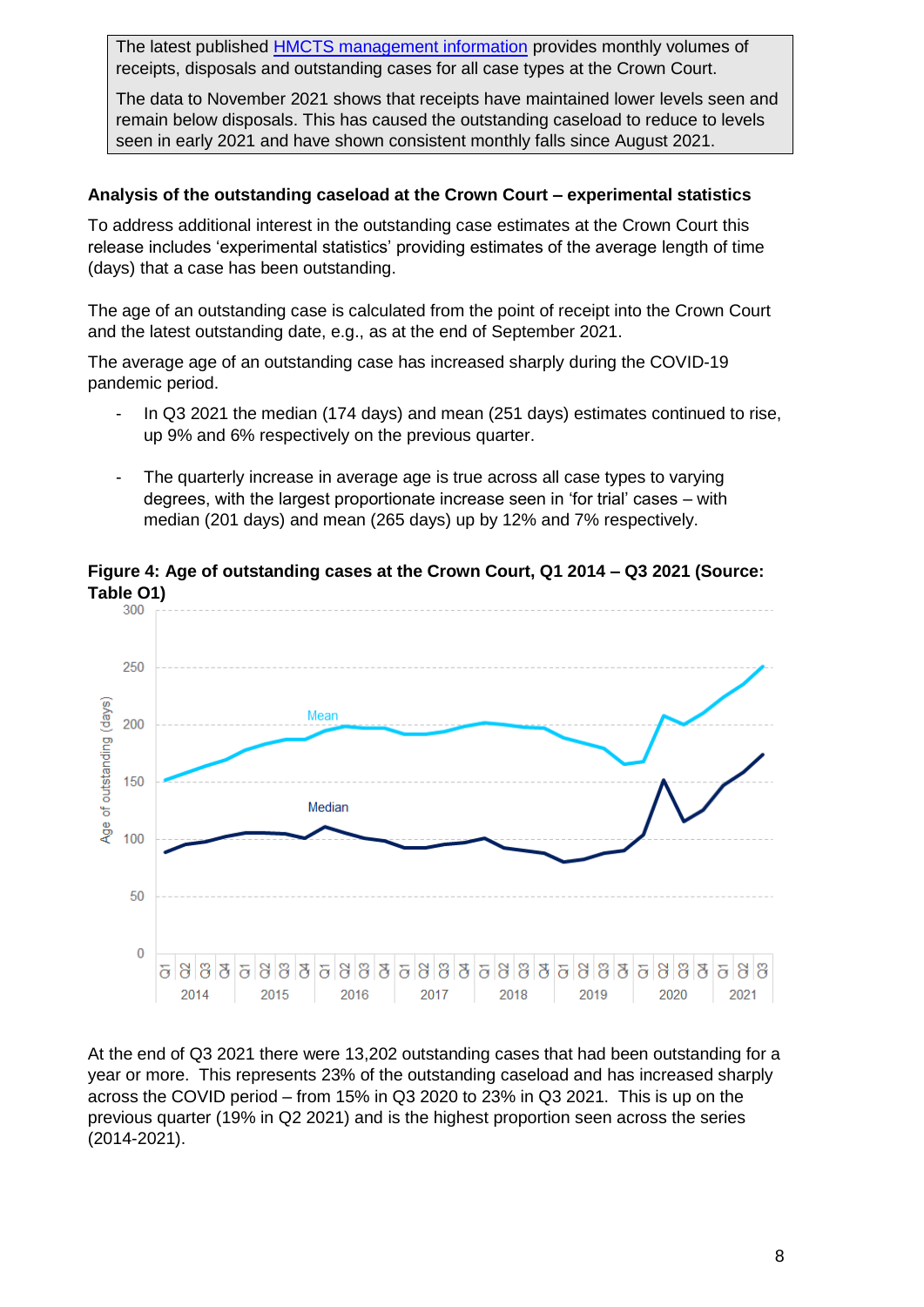> The latest published [HMCTS management information](#) provides monthly volumes of receipts, disposals and outstanding cases for all case types at the Crown Court.
>
> The data to November 2021 shows that receipts have maintained lower levels seen and remain below disposals. This has caused the outstanding caseload to reduce to levels seen in early 2021 and have shown consistent monthly falls since August 2021.

### Analysis of the outstanding caseload at the Crown Court – experimental statistics

To address additional interest in the outstanding case estimates at the Crown Court this release includes 'experimental statistics' providing estimates of the average length of time (days) that a case has been outstanding.

The age of an outstanding case is calculated from the point of receipt into the Crown Court and the latest outstanding date, e.g., as at the end of September 2021.

The average age of an outstanding case has increased sharply during the COVID-19 pandemic period.

- In Q3 2021 the median (174 days) and mean (251 days) estimates continued to rise, up 9% and 6% respectively on the previous quarter.
- The quarterly increase in average age is true across all case types to varying degrees, with the largest proportionate increase seen in 'for trial' cases – with median (201 days) and mean (265 days) up by 12% and 7% respectively.

**Figure 4: Age of outstanding cases at the Crown Court, Q1 2014 – Q3 2021 (Source: Table O1)**

At the end of Q3 2021 there were 13,202 outstanding cases that had been outstanding for a year or more. This represents 23% of the outstanding caseload and has increased sharply across the COVID period – from 15% in Q3 2020 to 23% in Q3 2021. This is up on the previous quarter (19% in Q2 2021) and is the highest proportion seen across the series (2014-2021).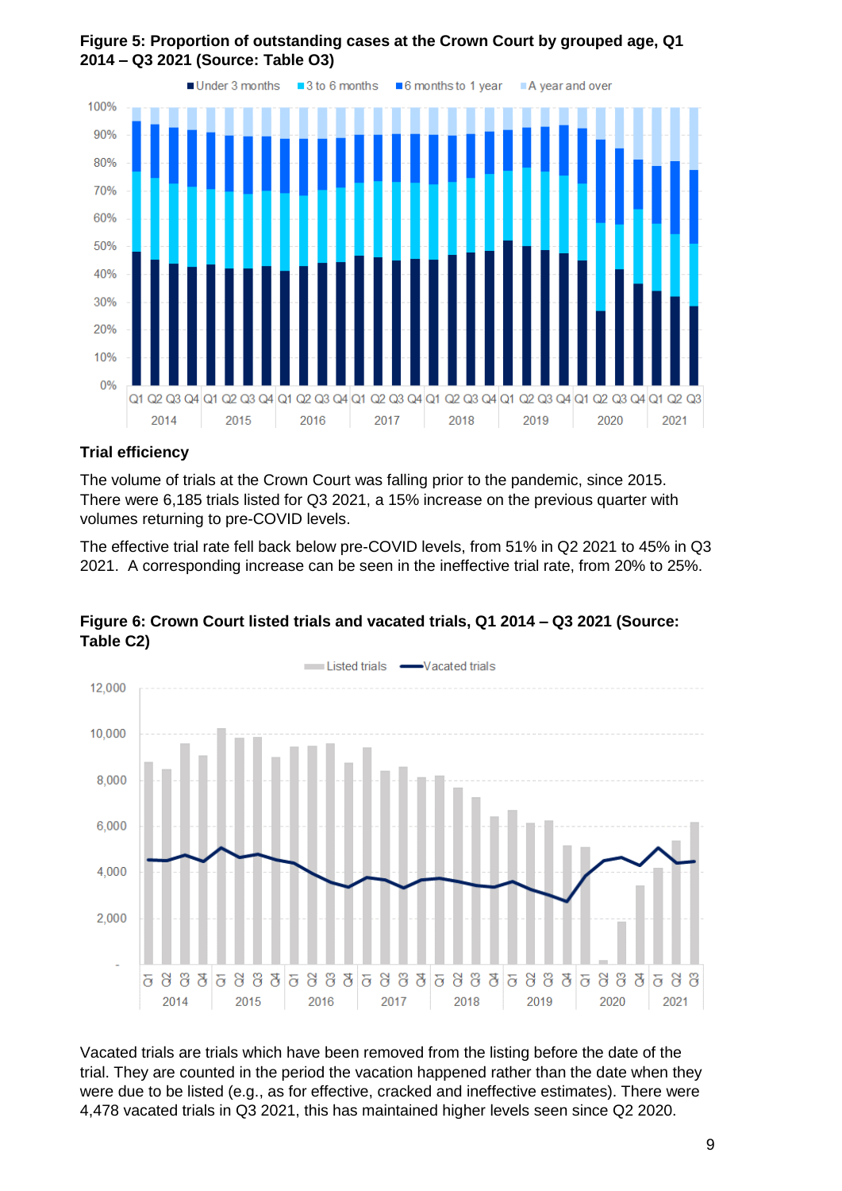**Figure 5: Proportion of outstanding cases at the Crown Court by grouped age, Q1 2014 – Q3 2021 (Source: Table O3)**

### Trial efficiency

The volume of trials at the Crown Court was falling prior to the pandemic, since 2015. There were 6,185 trials listed for Q3 2021, a 15% increase on the previous quarter with volumes returning to pre-COVID levels.

The effective trial rate fell back below pre-COVID levels, from 51% in Q2 2021 to 45% in Q3 2021. A corresponding increase can be seen in the ineffective trial rate, from 20% to 25%.

**Figure 6: Crown Court listed trials and vacated trials, Q1 2014 – Q3 2021 (Source: Table C2)**

Vacated trials are trials which have been removed from the listing before the date of the trial. They are counted in the period the vacation happened rather than the date when they were due to be listed (e.g., as for effective, cracked and ineffective estimates). There were 4,478 vacated trials in Q3 2021, this has maintained higher levels seen since Q2 2020.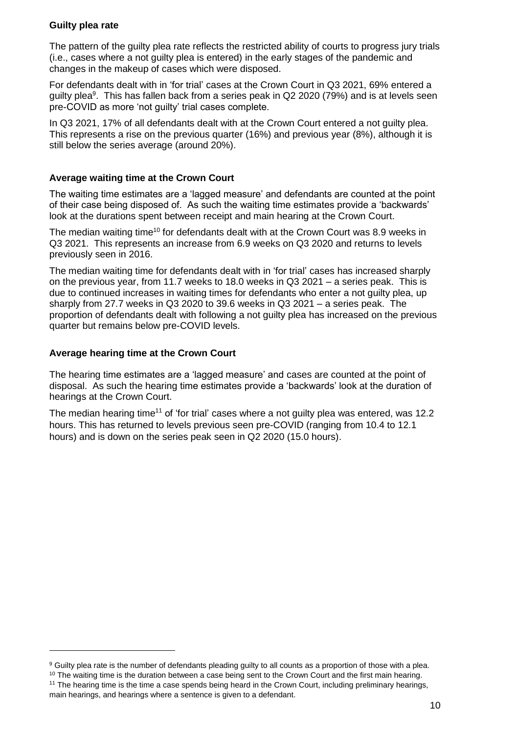**Guilty plea rate**

The pattern of the guilty plea rate reflects the restricted ability of courts to progress jury trials (i.e., cases where a not guilty plea is entered) in the early stages of the pandemic and changes in the makeup of cases which were disposed.

For defendants dealt with in 'for trial' cases at the Crown Court in Q3 2021, 69% entered a guilty plea[9]. This has fallen back from a series peak in Q2 2020 (79%) and is at levels seen pre-COVID as more 'not guilty' trial cases complete.

In Q3 2021, 17% of all defendants dealt with at the Crown Court entered a not guilty plea. This represents a rise on the previous quarter (16%) and previous year (8%), although it is still below the series average (around 20%).

**Average waiting time at the Crown Court**

The waiting time estimates are a 'lagged measure' and defendants are counted at the point of their case being disposed of. As such the waiting time estimates provide a 'backwards' look at the durations spent between receipt and main hearing at the Crown Court.

The median waiting time[10] for defendants dealt with at the Crown Court was 8.9 weeks in Q3 2021. This represents an increase from 6.9 weeks on Q3 2020 and returns to levels previously seen in 2016.

The median waiting time for defendants dealt with in 'for trial' cases has increased sharply on the previous year, from 11.7 weeks to 18.0 weeks in Q3 2021 – a series peak. This is due to continued increases in waiting times for defendants who enter a not guilty plea, up sharply from 27.7 weeks in Q3 2020 to 39.6 weeks in Q3 2021 – a series peak. The proportion of defendants dealt with following a not guilty plea has increased on the previous quarter but remains below pre-COVID levels.

**Average hearing time at the Crown Court**

The hearing time estimates are a 'lagged measure' and cases are counted at the point of disposal. As such the hearing time estimates provide a 'backwards' look at the duration of hearings at the Crown Court.

The median hearing time[11] of 'for trial' cases where a not guilty plea was entered, was 12.2 hours. This has returned to levels previous seen pre-COVID (ranging from 10.4 to 12.1 hours) and is down on the series peak seen in Q2 2020 (15.0 hours).

---

[9] Guilty plea rate is the number of defendants pleading guilty to all counts as a proportion of those with a plea.

[10] The waiting time is the duration between a case being sent to the Crown Court and the first main hearing.

[11] The hearing time is the time a case spends being heard in the Crown Court, including preliminary hearings, main hearings, and hearings where a sentence is given to a defendant.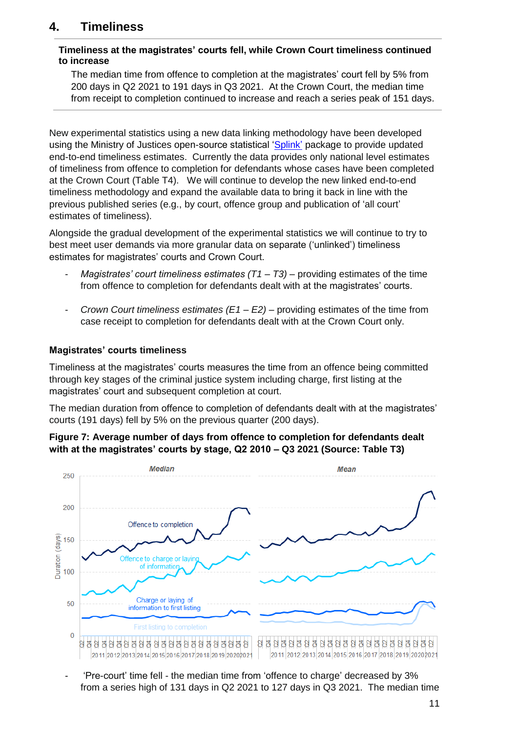## 4. Timeliness

**Timeliness at the magistrates' courts fell, while Crown Court timeliness continued to increase**

The median time from offence to completion at the magistrates' court fell by 5% from 200 days in Q2 2021 to 191 days in Q3 2021. At the Crown Court, the median time from receipt to completion continued to increase and reach a series peak of 151 days.

New experimental statistics using a new data linking methodology have been developed using the Ministry of Justices open-source statistical 'Splink' package to provide updated end-to-end timeliness estimates. Currently the data provides only national level estimates of timeliness from offence to completion for defendants whose cases have been completed at the Crown Court (Table T4). We will continue to develop the new linked end-to-end timeliness methodology and expand the available data to bring it back in line with the previous published series (e.g., by court, offence group and publication of 'all court' estimates of timeliness).

Alongside the gradual development of the experimental statistics we will continue to try to best meet user demands via more granular data on separate ('unlinked') timeliness estimates for magistrates' courts and Crown Court.

- *Magistrates' court timeliness estimates (T1 – T3)* – providing estimates of the time from offence to completion for defendants dealt with at the magistrates' courts.
- *Crown Court timeliness estimates (E1 – E2)* – providing estimates of the time from case receipt to completion for defendants dealt with at the Crown Court only.

### Magistrates' courts timeliness

Timeliness at the magistrates' courts measures the time from an offence being committed through key stages of the criminal justice system including charge, first listing at the magistrates' court and subsequent completion at court.

The median duration from offence to completion of defendants dealt with at the magistrates' courts (191 days) fell by 5% on the previous quarter (200 days).

**Figure 7: Average number of days from offence to completion for defendants dealt with at the magistrates' courts by stage, Q2 2010 – Q3 2021 (Source: Table T3)**

- 'Pre-court' time fell - the median time from 'offence to charge' decreased by 3% from a series high of 131 days in Q2 2021 to 127 days in Q3 2021. The median time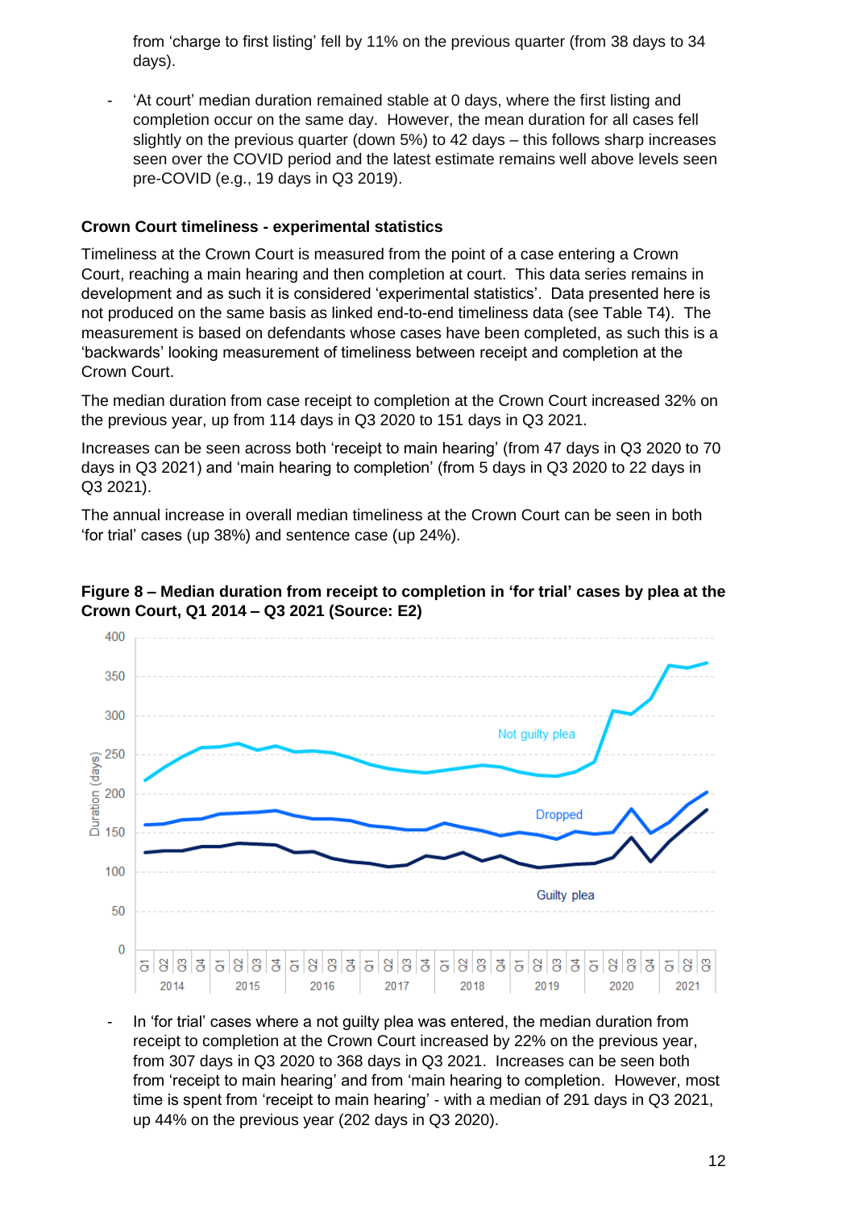from 'charge to first listing' fell by 11% on the previous quarter (from 38 days to 34 days).

- 'At court' median duration remained stable at 0 days, where the first listing and completion occur on the same day. However, the mean duration for all cases fell slightly on the previous quarter (down 5%) to 42 days – this follows sharp increases seen over the COVID period and the latest estimate remains well above levels seen pre-COVID (e.g., 19 days in Q3 2019).

### Crown Court timeliness - experimental statistics

Timeliness at the Crown Court is measured from the point of a case entering a Crown Court, reaching a main hearing and then completion at court. This data series remains in development and as such it is considered 'experimental statistics'. Data presented here is not produced on the same basis as linked end-to-end timeliness data (see Table T4). The measurement is based on defendants whose cases have been completed, as such this is a 'backwards' looking measurement of timeliness between receipt and completion at the Crown Court.

The median duration from case receipt to completion at the Crown Court increased 32% on the previous year, up from 114 days in Q3 2020 to 151 days in Q3 2021.

Increases can be seen across both 'receipt to main hearing' (from 47 days in Q3 2020 to 70 days in Q3 2021) and 'main hearing to completion' (from 5 days in Q3 2020 to 22 days in Q3 2021).

The annual increase in overall median timeliness at the Crown Court can be seen in both 'for trial' cases (up 38%) and sentence case (up 24%).

**Figure 8 – Median duration from receipt to completion in 'for trial' cases by plea at the Crown Court, Q1 2014 – Q3 2021 (Source: E2)**

- In 'for trial' cases where a not guilty plea was entered, the median duration from receipt to completion at the Crown Court increased by 22% on the previous year, from 307 days in Q3 2020 to 368 days in Q3 2021. Increases can be seen both from 'receipt to main hearing' and from 'main hearing to completion'. However, most time is spent from 'receipt to main hearing' - with a median of 291 days in Q3 2021, up 44% on the previous year (202 days in Q3 2020).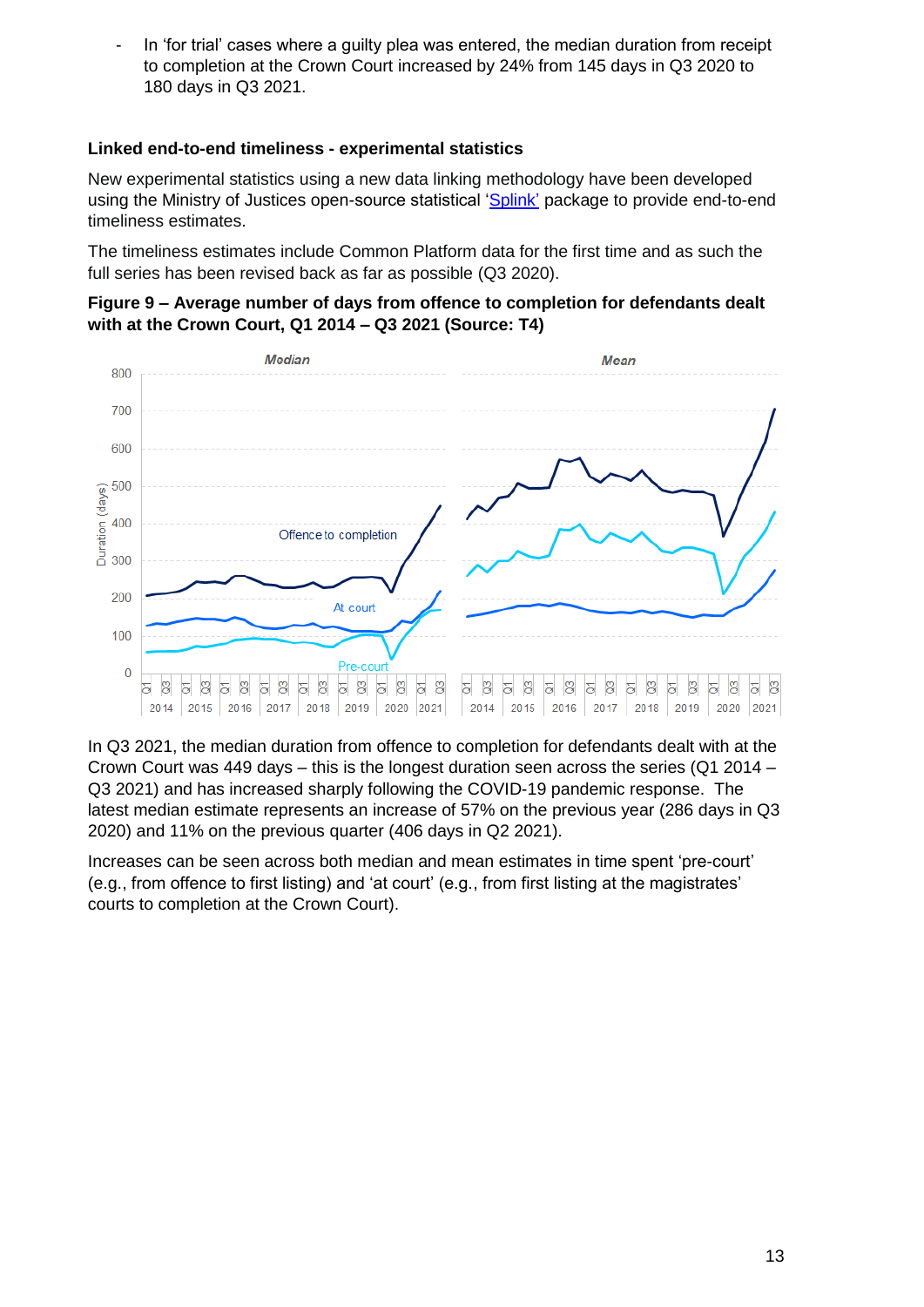- In 'for trial' cases where a guilty plea was entered, the median duration from receipt to completion at the Crown Court increased by 24% from 145 days in Q3 2020 to 180 days in Q3 2021.

**Linked end-to-end timeliness - experimental statistics**

New experimental statistics using a new data linking methodology have been developed using the Ministry of Justices open-source statistical 'Splink' package to provide end-to-end timeliness estimates.

The timeliness estimates include Common Platform data for the first time and as such the full series has been revised back as far as possible (Q3 2020).

**Figure 9 – Average number of days from offence to completion for defendants dealt with at the Crown Court, Q1 2014 – Q3 2021 (Source: T4)**

In Q3 2021, the median duration from offence to completion for defendants dealt with at the Crown Court was 449 days – this is the longest duration seen across the series (Q1 2014 – Q3 2021) and has increased sharply following the COVID-19 pandemic response. The latest median estimate represents an increase of 57% on the previous year (286 days in Q3 2020) and 11% on the previous quarter (406 days in Q2 2021).

Increases can be seen across both median and mean estimates in time spent 'pre-court' (e.g., from offence to first listing) and 'at court' (e.g., from first listing at the magistrates' courts to completion at the Crown Court).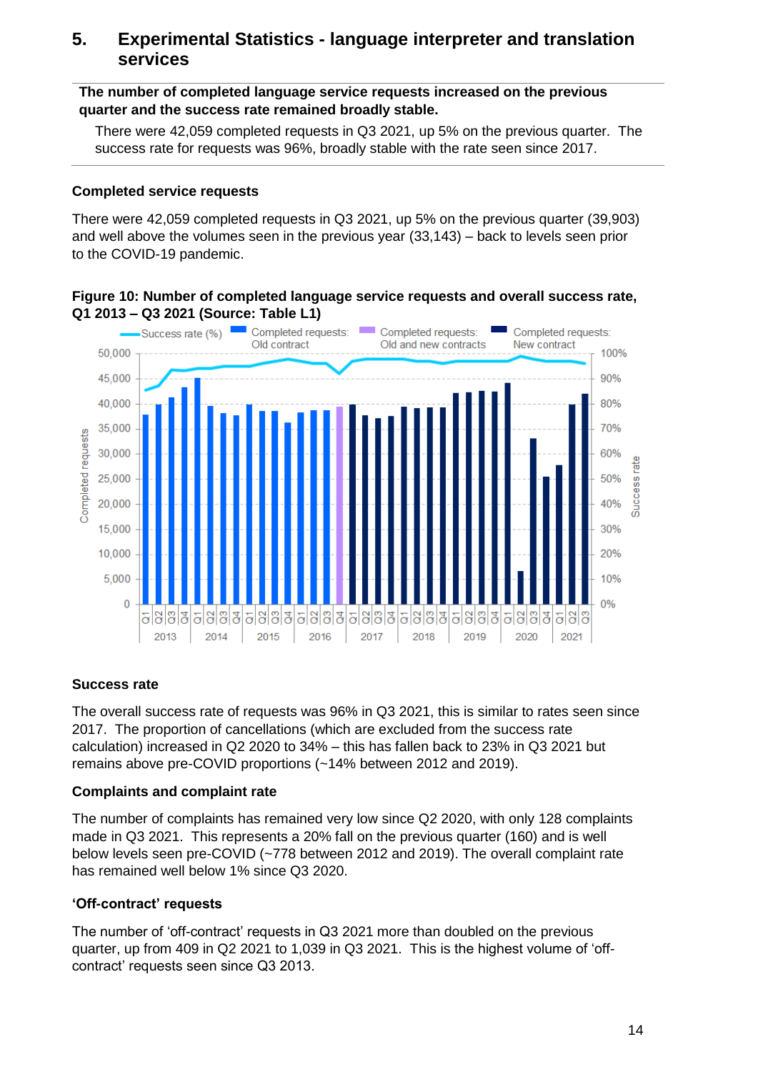## 5. Experimental Statistics - language interpreter and translation services

**The number of completed language service requests increased on the previous quarter and the success rate remained broadly stable.**

There were 42,059 completed requests in Q3 2021, up 5% on the previous quarter. The success rate for requests was 96%, broadly stable with the rate seen since 2017.

### Completed service requests

There were 42,059 completed requests in Q3 2021, up 5% on the previous quarter (39,903) and well above the volumes seen in the previous year (33,143) – back to levels seen prior to the COVID-19 pandemic.

**Figure 10: Number of completed language service requests and overall success rate, Q1 2013 – Q3 2021 (Source: Table L1)**

### Success rate

The overall success rate of requests was 96% in Q3 2021, this is similar to rates seen since 2017. The proportion of cancellations (which are excluded from the success rate calculation) increased in Q2 2020 to 34% – this has fallen back to 23% in Q3 2021 but remains above pre-COVID proportions (~14% between 2012 and 2019).

### Complaints and complaint rate

The number of complaints has remained very low since Q2 2020, with only 128 complaints made in Q3 2021. This represents a 20% fall on the previous quarter (160) and is well below levels seen pre-COVID (~778 between 2012 and 2019). The overall complaint rate has remained well below 1% since Q3 2020.

### 'Off-contract' requests

The number of 'off-contract' requests in Q3 2021 more than doubled on the previous quarter, up from 409 in Q2 2021 to 1,039 in Q3 2021. This is the highest volume of 'off-contract' requests seen since Q3 2013.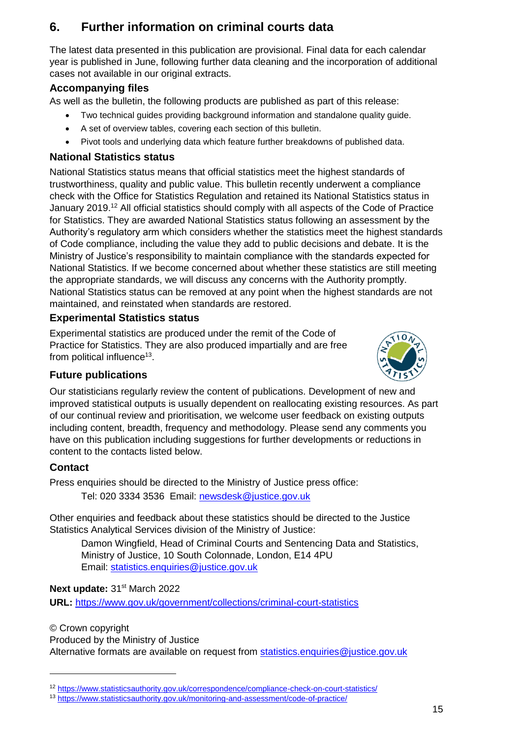## 6. Further information on criminal courts data

The latest data presented in this publication are provisional. Final data for each calendar year is published in June, following further data cleaning and the incorporation of additional cases not available in our original extracts.

### Accompanying files

As well as the bulletin, the following products are published as part of this release:

- Two technical guides providing background information and standalone quality guide.
- A set of overview tables, covering each section of this bulletin.
- Pivot tools and underlying data which feature further breakdowns of published data.

### National Statistics status

National Statistics status means that official statistics meet the highest standards of trustworthiness, quality and public value. This bulletin recently underwent a compliance check with the Office for Statistics Regulation and retained its National Statistics status in January 2019.[12] All official statistics should comply with all aspects of the Code of Practice for Statistics. They are awarded National Statistics status following an assessment by the Authority's regulatory arm which considers whether the statistics meet the highest standards of Code compliance, including the value they add to public decisions and debate. It is the Ministry of Justice's responsibility to maintain compliance with the standards expected for National Statistics. If we become concerned about whether these statistics are still meeting the appropriate standards, we will discuss any concerns with the Authority promptly. National Statistics status can be removed at any point when the highest standards are not maintained, and reinstated when standards are restored.

### Experimental Statistics status

Experimental statistics are produced under the remit of the Code of Practice for Statistics. They are also produced impartially and are free from political influence[13].

### Future publications

Our statisticians regularly review the content of publications. Development of new and improved statistical outputs is usually dependent on reallocating existing resources. As part of our continual review and prioritisation, we welcome user feedback on existing outputs including content, breadth, frequency and methodology. Please send any comments you have on this publication including suggestions for further developments or reductions in content to the contacts listed below.

### Contact

Press enquiries should be directed to the Ministry of Justice press office:

Tel: 020 3334 3536 Email: newsdesk@justice.gov.uk

Other enquiries and feedback about these statistics should be directed to the Justice Statistics Analytical Services division of the Ministry of Justice:

Damon Wingfield, Head of Criminal Courts and Sentencing Data and Statistics, Ministry of Justice, 10 South Colonnade, London, E14 4PU
Email: statistics.enquiries@justice.gov.uk

**Next update:** 31st March 2022

**URL:** https://www.gov.uk/government/collections/criminal-court-statistics

© Crown copyright
Produced by the Ministry of Justice
Alternative formats are available on request from statistics.enquiries@justice.gov.uk

---

[12] https://www.statisticsauthority.gov.uk/correspondence/compliance-check-on-court-statistics/

[13] https://www.statisticsauthority.gov.uk/monitoring-and-assessment/code-of-practice/